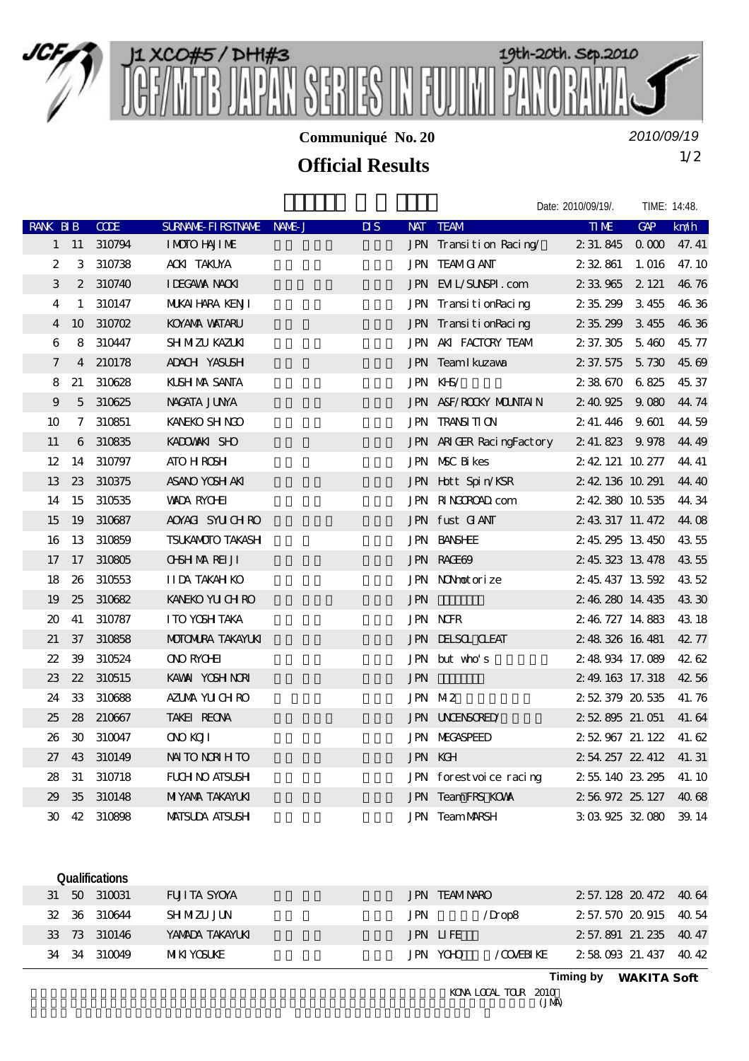# J1 XCO#5 / DHI#3 JCF/MTB JAPAN SERIES IN FUJIMI PANORAMA

19th-20th. Sep.2010

**Communiqué No. 20**

*2010/09/19*

## Official Results

Date: 2010/09/19/. TIME: 14:48.

| RANK | BIB | CODE | SURNAME-FIRSTNAME | NAME-J | DIS | NAT | TEAM | TIME | GAP | km/h |
|---|---|---|---|---|---|---|---|---|---|---|
| 1 | 11 | 310794 | IMOTO HAJIME | | | JPN | Transition Racing/ | 2:31.845 | 0.000 | 47.41 |
| 2 | 3 | 310738 | AOKI TAKUYA | | | JPN | TEAM GIANT | 2:32.861 | 1.016 | 47.10 |
| 3 | 2 | 310740 | IDEGAWA NAOKI | | | JPN | EVIL/SUNSPI.com | 2:33.965 | 2.121 | 46.76 |
| 4 | 1 | 310147 | MUKAIHARA KENJI | | | JPN | TransitionRacing | 2:35.299 | 3.455 | 46.36 |
| 4 | 10 | 310702 | KOYAMA WATARU | | | JPN | TransitionRacing | 2:35.299 | 3.455 | 46.36 |
| 6 | 8 | 310447 | SHIMIZU KAZUKI | | | JPN | AKI FACTORY TEAM | 2:37.305 | 5.460 | 45.77 |
| 7 | 4 | 210178 | ADACHI YASUSHI | | | JPN | TeamIkuzawa | 2:37.575 | 5.730 | 45.69 |
| 8 | 21 | 310628 | KUSHIMA SANTA | | | JPN | KHS/ | 2:38.670 | 6.825 | 45.37 |
| 9 | 5 | 310625 | NAGATA JUNYA | | | JPN | A&F/ROCKY MOUNTAIN | 2:40.925 | 9.080 | 44.74 |
| 10 | 7 | 310851 | KANEKO SHINGO | | | JPN | TRANSITION | 2:41.446 | 9.601 | 44.59 |
| 11 | 6 | 310835 | KADOWAKI SHO | | | JPN | ARIGER RacingFactory | 2:41.823 | 9.978 | 44.49 |
| 12 | 14 | 310797 | ATO HIROSHI | | | JPN | MSC Bikes | 2:42.121 | 10.277 | 44.41 |
| 13 | 23 | 310375 | ASANO YOSHIAKI | | | JPN | Hott Spin/KSR | 2:42.136 | 10.291 | 44.40 |
| 14 | 15 | 310535 | WADA RYOHEI | | | JPN | RINGOROAD.com | 2:42.380 | 10.535 | 44.34 |
| 15 | 19 | 310687 | AOYAGI SYUICHIRO | | | JPN | fust GIANT | 2:43.317 | 11.472 | 44.08 |
| 16 | 13 | 310859 | TSUKAMOTO TAKASHI | | | JPN | BANSHEE | 2:45.295 | 13.450 | 43.55 |
| 17 | 17 | 310805 | OHSHIMA REIJI | | | JPN | RAGE69 | 2:45.323 | 13.478 | 43.55 |
| 18 | 26 | 310553 | IIDA TAKAHIKO | | | JPN | NONmotorize | 2:45.437 | 13.592 | 43.52 |
| 19 | 25 | 310682 | KANEKO YUICHIRO | | | JPN | | 2:46.280 | 14.435 | 43.30 |
| 20 | 41 | 310787 | ITO YOSHITAKA | | | JPN | NCFR | 2:46.727 | 14.883 | 43.18 |
| 21 | 37 | 310858 | MOTOMURA TAKAYUKI | | | JPN | DELSOL CLEAT | 2:48.326 | 16.481 | 42.77 |
| 22 | 39 | 310524 | ONO RYOHEI | | | JPN | but who's | 2:48.934 | 17.089 | 42.62 |
| 23 | 22 | 310515 | KAWAI YOSHINORI | | | JPN | | 2:49.163 | 17.318 | 42.56 |
| 24 | 33 | 310688 | AZUMA YUICHIRO | | | JPN | M2 | 2:52.379 | 20.535 | 41.76 |
| 25 | 28 | 210667 | TAKEI REONA | | | JPN | UNCENSORED/ | 2:52.895 | 21.051 | 41.64 |
| 26 | 30 | 310047 | ONO KOJI | | | JPN | MEGASPEED | 2:52.967 | 21.122 | 41.62 |
| 27 | 43 | 310149 | NAITO NORIHITO | | | JPN | KGH | 2:54.257 | 22.412 | 41.31 |
| 28 | 31 | 310718 | FUCHINO ATSUSHI | | | JPN | forestvoice racing | 2:55.140 | 23.295 | 41.10 |
| 29 | 35 | 310148 | MIYAMA TAKAYUKI | | | JPN | Team FRS KOWA | 2:56.972 | 25.127 | 40.68 |
| 30 | 42 | 310898 | MATSUDA ATSUSHI | | | JPN | Team MARSH | 3:03.925 | 32.080 | 39.14 |

**Qualifications**

| RANK | BIB | CODE | SURNAME-FIRSTNAME | NAME-J | DIS | NAT | TEAM | TIME | GAP | km/h |
|---|---|---|---|---|---|---|---|---|---|---|
| 31 | 50 | 310031 | FUJITA SYOYA | | | JPN | TEAM NARO | 2:57.128 | 20.472 | 40.64 |
| 32 | 36 | 310644 | SHIMIZU JUN | | | JPN | /Drop8 | 2:57.570 | 20.915 | 40.54 |
| 33 | 73 | 310146 | YAMADA TAKAYUKI | | | JPN | LIFE | 2:57.891 | 21.235 | 40.47 |
| 34 | 34 | 310049 | MIKI YOSUKE | | | JPN | YOHO /COVEBIKE | 2:58.093 | 21.437 | 40.42 |

Timing by **WAKITA Soft**

KONA LOCAL TOUR 2010
(JMA)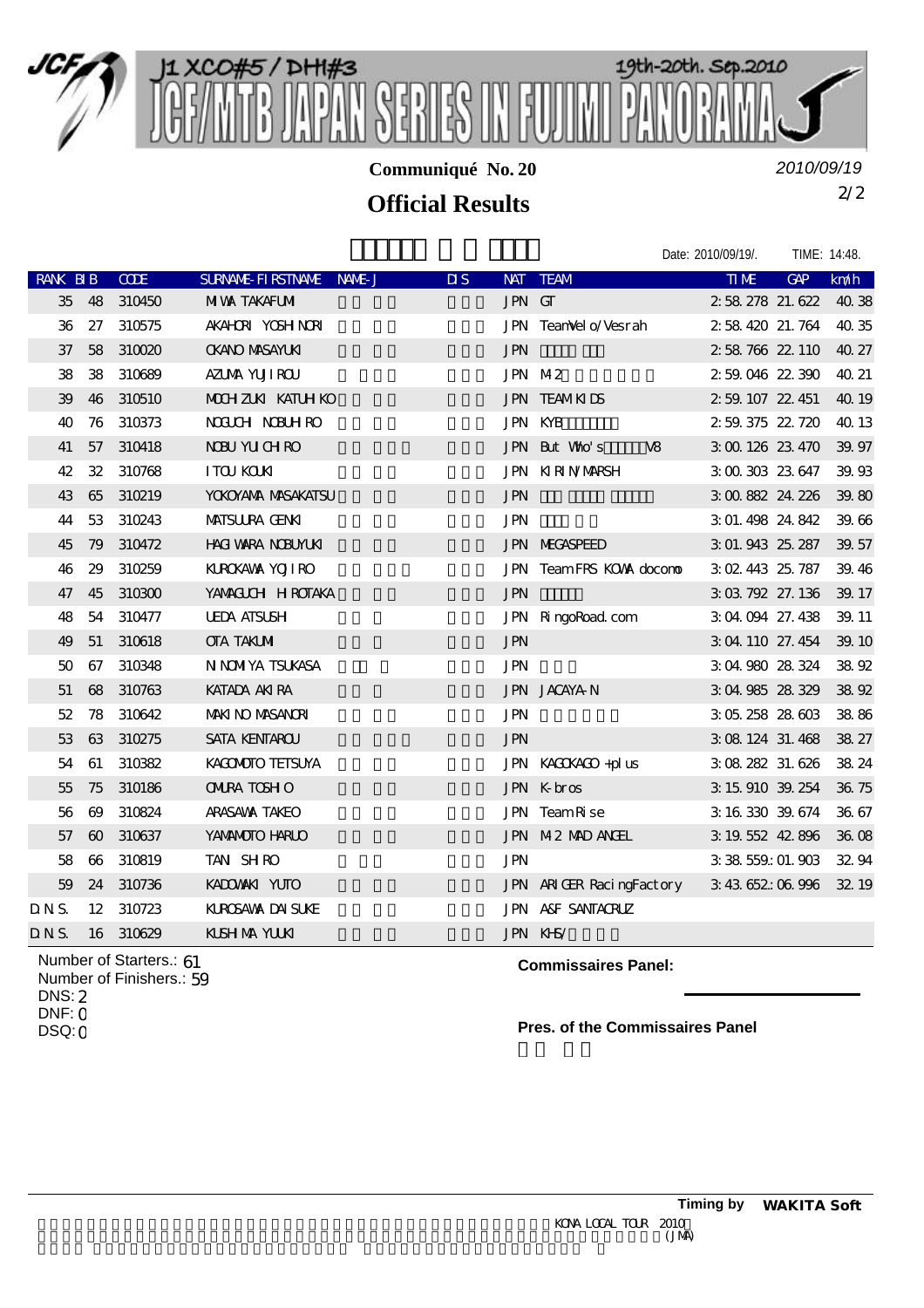# J1 XCO#5 / DHI#3 JCF/MTB JAPAN SERIES IN FUJIMI PANORAMA

19th-20th. Sep.2010

**Communiqué No. 20**

2010/09/19

## Official Results

Date: 2010/09/19/. TIME: 14:48.

| RANK | BIB | CODE | SURNAME-FIRSTNAME | NAME-J | DIS | NAT | TEAM | TIME | GAP | km/h |
|---|---|---|---|---|---|---|---|---|---|---|
| 35 | 48 | 310450 | MIWA TAKAFUMI | | | JPN | GT | 2:58.278 | 21.622 | 40.38 |
| 36 | 27 | 310575 | AKAHORI YOSHINORI | | | JPN | TeamVelo/Vesrah | 2:58.420 | 21.764 | 40.35 |
| 37 | 58 | 310020 | OKANO MASAYUKI | | | JPN | | 2:58.766 | 22.110 | 40.27 |
| 38 | 38 | 310689 | AZUMA YUJIROU | | | JPN | M.2 | 2:59.046 | 22.390 | 40.21 |
| 39 | 46 | 310510 | MOCHIZUKI KATUHIKO | | | JPN | TEAM KIDS | 2:59.107 | 22.451 | 40.19 |
| 40 | 76 | 310373 | NOGUCHI NOBUHIRO | | | JPN | KYB | 2:59.375 | 22.720 | 40.13 |
| 41 | 57 | 310418 | NOBU YUICHIRO | | | JPN | But Who's V8 | 3:00.126 | 23.470 | 39.97 |
| 42 | 32 | 310768 | ITOU KOUKI | | | JPN | KIRIN/MARSH | 3:00.303 | 23.647 | 39.93 |
| 43 | 65 | 310219 | YOKOYAMA MASAKATSU | | | JPN | | 3:00.882 | 24.226 | 39.80 |
| 44 | 53 | 310243 | MATSUURA GENKI | | | JPN | | 3:01.498 | 24.842 | 39.66 |
| 45 | 79 | 310472 | HAGIWARA NOBUYUKI | | | JPN | MEGASPEED | 3:01.943 | 25.287 | 39.57 |
| 46 | 29 | 310259 | KUROKAWA YOJIRO | | | JPN | Team FRS KOWA docomo | 3:02.443 | 25.787 | 39.46 |
| 47 | 45 | 310300 | YAMAGUCHI HIROTAKA | | | JPN | | 3:03.792 | 27.136 | 39.17 |
| 48 | 54 | 310477 | UEDA ATSUSHI | | | JPN | RingoRoad.com | 3:04.094 | 27.438 | 39.11 |
| 49 | 51 | 310618 | OTA TAKUMI | | | JPN | | 3:04.110 | 27.454 | 39.10 |
| 50 | 67 | 310348 | NINOMIYA TSUKASA | | | JPN | | 3:04.980 | 28.324 | 38.92 |
| 51 | 68 | 310763 | KATADA AKIRA | | | JPN | JACAYA-N | 3:04.985 | 28.329 | 38.92 |
| 52 | 78 | 310642 | MAKINO MASANORI | | | JPN | | 3:05.258 | 28.603 | 38.86 |
| 53 | 63 | 310275 | SATA KENTAROU | | | JPN | | 3:08.124 | 31.468 | 38.27 |
| 54 | 61 | 310382 | KAGOMOTO TETSUYA | | | JPN | KAGOKAGO+plus | 3:08.282 | 31.626 | 38.24 |
| 55 | 75 | 310186 | OMURA TOSHIO | | | JPN | K-bros | 3:15.910 | 39.254 | 36.75 |
| 56 | 69 | 310824 | ARASAWA TAKEO | | | JPN | TeamRise | 3:16.330 | 39.674 | 36.67 |
| 57 | 60 | 310637 | YAMAMOTO HARUO | | | JPN | M.2 MAD ANGEL | 3:19.552 | 42.896 | 36.08 |
| 58 | 66 | 310819 | TANI SHIRO | | | JPN | | 3:38.559 | 1:01.903 | 32.94 |
| 59 | 24 | 310736 | KADOWAKI YUTO | | | JPN | ARIGER RacingFactory | 3:43.652 | 1:06.996 | 32.19 |
| D.N.S. | 12 | 310723 | KUROSAWA DAISUKE | | | JPN | A&F SANTACRUZ | | | |
| D.N.S. | 16 | 310629 | KUSHIMA YUUKI | | | JPN | KHS/ | | | |

Number of Starters.: 61
Number of Finishers.: 59
DNS: 2
DNF: 0
DSQ: 0

**Commissaires Panel:**

**Pres. of the Commissaires Panel**

Timing by **WAKITA Soft**

KONA LOCAL TOUR 2010
(JMA)